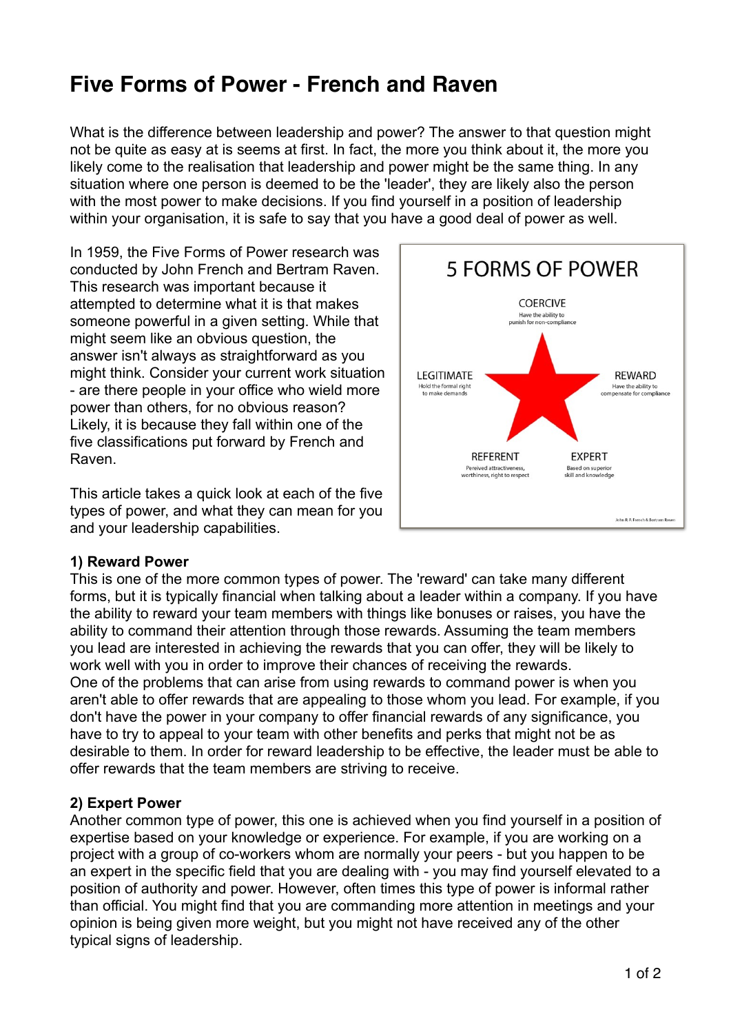# Five Forms of Power - French and Raven

What is the difference between leadership and power? The answer to that question might not be quite as easy at is seems at first. In fact, the more you think about it, the more you likely come to the realisation that leadership and power might be the same thing. In any situation where one person is deemed to be the 'leader', they are likely also the person with the most power to make decisions. If you find yourself in a position of leadership within your organisation, it is safe to say that you have a good deal of power as well.

In 1959, the Five Forms of Power research was conducted by John French and Bertram Raven. This research was important because it attempted to determine what it is that makes someone powerful in a given setting. While that might seem like an obvious question, the answer isn't always as straightforward as you might think. Consider your current work situation - are there people in your office who wield more power than others, for no obvious reason? Likely, it is because they fall within one of the five classifications put forward by French and Raven.

This article takes a quick look at each of the five types of power, and what they can mean for you and your leadership capabilities.

5 FORMS OF POWER

- COERCIVE – Have the ability to punish for non-compliance
- LEGITIMATE – Hold the formal right to make demands
- REWARD – Have the ability to compensate for compliance
- REFERENT – Pereived attractiveness, worthiness, right to respect
- EXPERT – Based on superior skill and knowledge

John R. P. French & Bertram Raven

**1) Reward Power**

This is one of the more common types of power. The 'reward' can take many different forms, but it is typically financial when talking about a leader within a company. If you have the ability to reward your team members with things like bonuses or raises, you have the ability to command their attention through those rewards. Assuming the team members you lead are interested in achieving the rewards that you can offer, they will be likely to work well with you in order to improve their chances of receiving the rewards.

One of the problems that can arise from using rewards to command power is when you aren't able to offer rewards that are appealing to those whom you lead. For example, if you don't have the power in your company to offer financial rewards of any significance, you have to try to appeal to your team with other benefits and perks that might not be as desirable to them. In order for reward leadership to be effective, the leader must be able to offer rewards that the team members are striving to receive.

**2) Expert Power**

Another common type of power, this one is achieved when you find yourself in a position of expertise based on your knowledge or experience. For example, if you are working on a project with a group of co-workers whom are normally your peers - but you happen to be an expert in the specific field that you are dealing with - you may find yourself elevated to a position of authority and power. However, often times this type of power is informal rather than official. You might find that you are commanding more attention in meetings and your opinion is being given more weight, but you might not have received any of the other typical signs of leadership.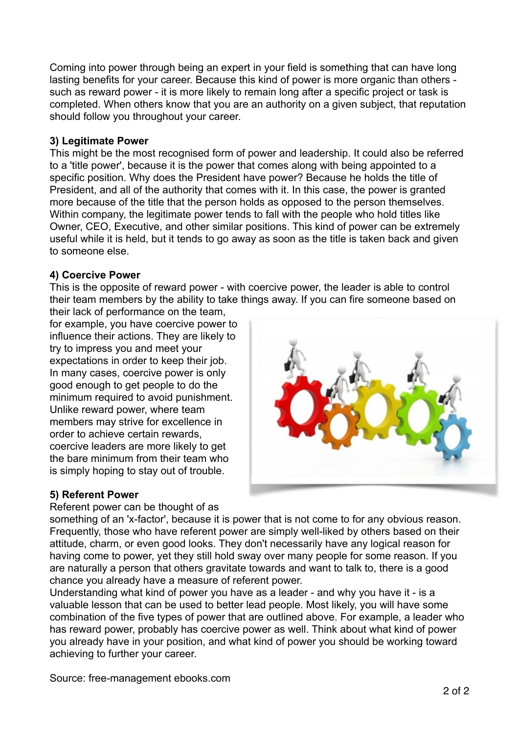Coming into power through being an expert in your field is something that can have long lasting benefits for your career. Because this kind of power is more organic than others - such as reward power - it is more likely to remain long after a specific project or task is completed. When others know that you are an authority on a given subject, that reputation should follow you throughout your career.

**3) Legitimate Power**

This might be the most recognised form of power and leadership. It could also be referred to a 'title power', because it is the power that comes along with being appointed to a specific position. Why does the President have power? Because he holds the title of President, and all of the authority that comes with it. In this case, the power is granted more because of the title that the person holds as opposed to the person themselves. Within company, the legitimate power tends to fall with the people who hold titles like Owner, CEO, Executive, and other similar positions. This kind of power can be extremely useful while it is held, but it tends to go away as soon as the title is taken back and given to someone else.

**4) Coercive Power**

This is the opposite of reward power - with coercive power, the leader is able to control their team members by the ability to take things away. If you can fire someone based on their lack of performance on the team, for example, you have coercive power to influence their actions. They are likely to try to impress you and meet your expectations in order to keep their job. In many cases, coercive power is only good enough to get people to do the minimum required to avoid punishment. Unlike reward power, where team members may strive for excellence in order to achieve certain rewards, coercive leaders are more likely to get the bare minimum from their team who is simply hoping to stay out of trouble.

**5) Referent Power**

Referent power can be thought of as something of an 'x-factor', because it is power that is not come to for any obvious reason. Frequently, those who have referent power are simply well-liked by others based on their attitude, charm, or even good looks. They don't necessarily have any logical reason for having come to power, yet they still hold sway over many people for some reason. If you are naturally a person that others gravitate towards and want to talk to, there is a good chance you already have a measure of referent power.

Understanding what kind of power you have as a leader - and why you have it - is a valuable lesson that can be used to better lead people. Most likely, you will have some combination of the five types of power that are outlined above. For example, a leader who has reward power, probably has coercive power as well. Think about what kind of power you already have in your position, and what kind of power you should be working toward achieving to further your career.

Source: free-management ebooks.com